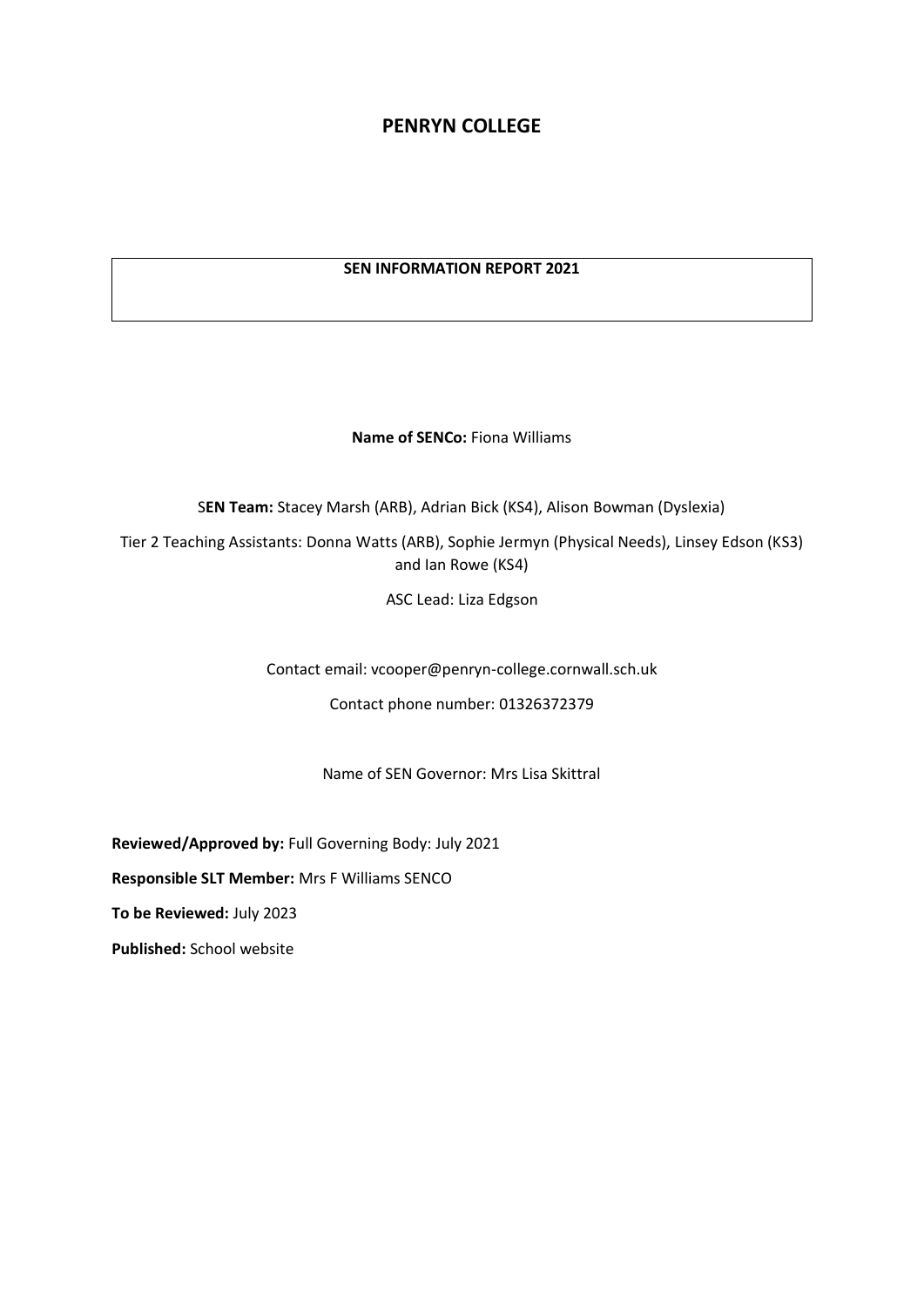# PENRYN COLLEGE

**SEN INFORMATION REPORT 2021**

**Name of SENCo:** Fiona Williams

S**EN Team:** Stacey Marsh (ARB), Adrian Bick (KS4), Alison Bowman (Dyslexia)

Tier 2 Teaching Assistants: Donna Watts (ARB), Sophie Jermyn (Physical Needs), Linsey Edson (KS3) and Ian Rowe (KS4)

ASC Lead: Liza Edgson

Contact email: vcooper@penryn-college.cornwall.sch.uk

Contact phone number: 01326372379

Name of SEN Governor: Mrs Lisa Skittral

**Reviewed/Approved by:** Full Governing Body: July 2021

**Responsible SLT Member:** Mrs F Williams SENCO

**To be Reviewed:** July 2023

**Published:** School website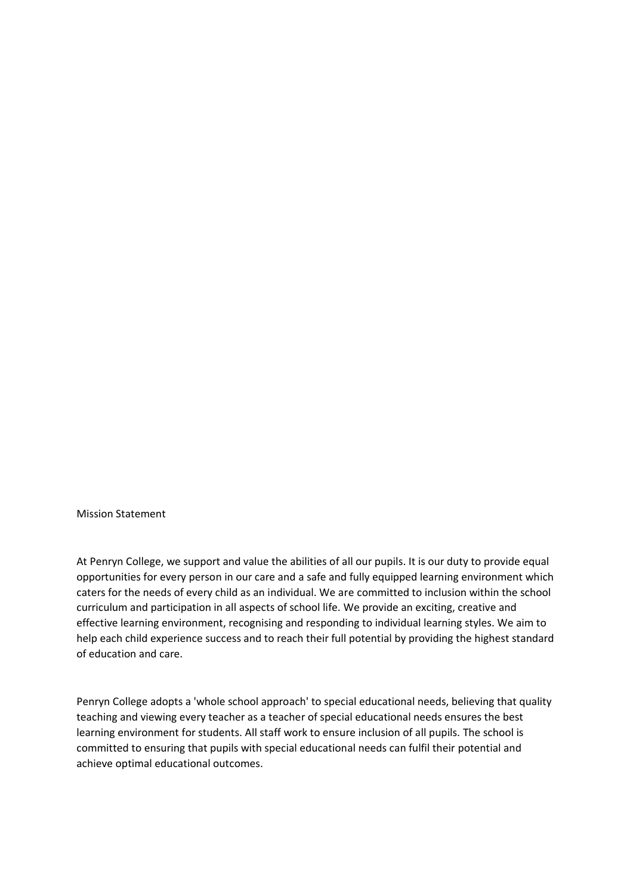## Mission Statement

At Penryn College, we support and value the abilities of all our pupils. It is our duty to provide equal opportunities for every person in our care and a safe and fully equipped learning environment which caters for the needs of every child as an individual. We are committed to inclusion within the school curriculum and participation in all aspects of school life. We provide an exciting, creative and effective learning environment, recognising and responding to individual learning styles. We aim to help each child experience success and to reach their full potential by providing the highest standard of education and care.

Penryn College adopts a 'whole school approach' to special educational needs, believing that quality teaching and viewing every teacher as a teacher of special educational needs ensures the best learning environment for students. All staff work to ensure inclusion of all pupils. The school is committed to ensuring that pupils with special educational needs can fulfil their potential and achieve optimal educational outcomes.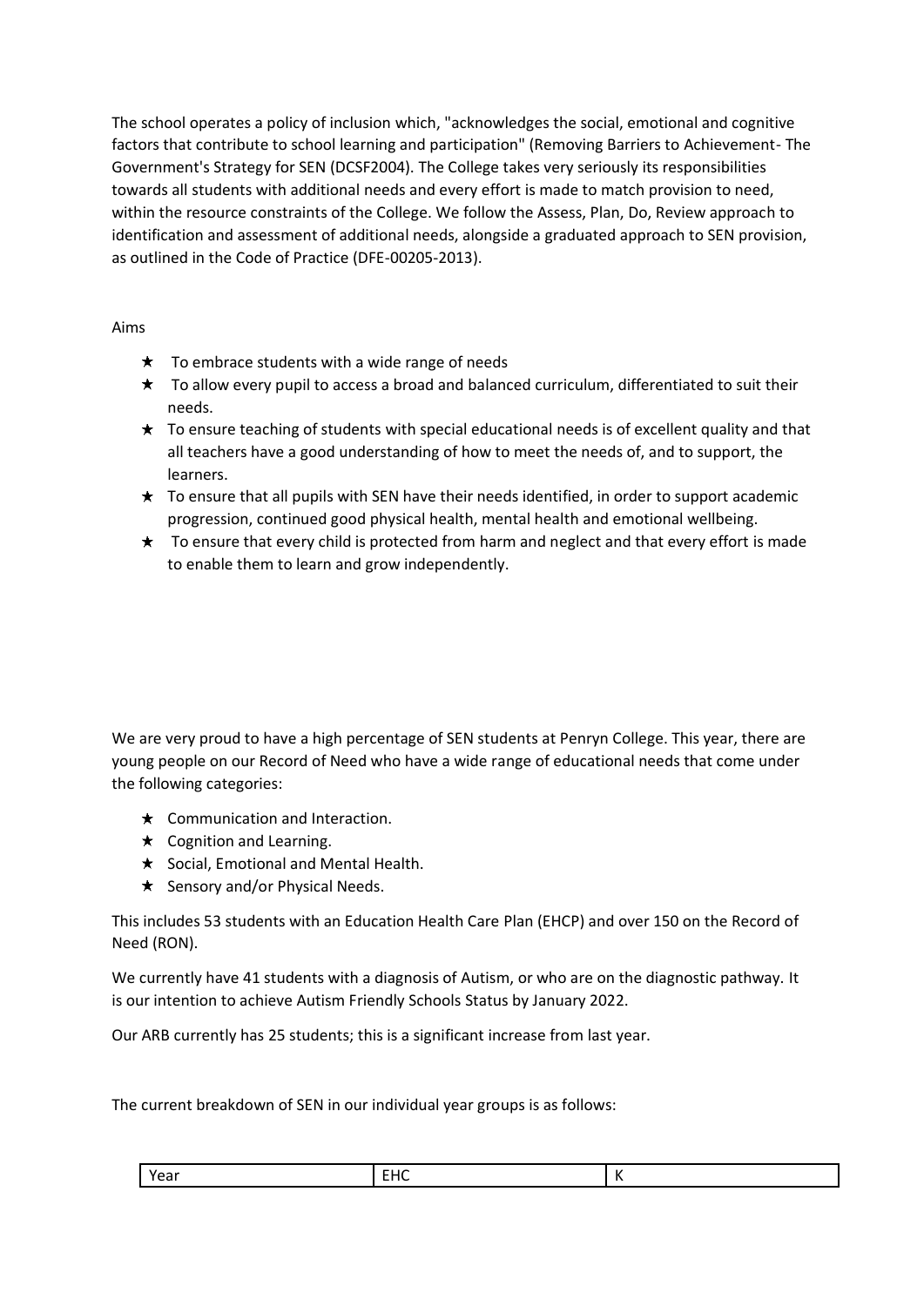The school operates a policy of inclusion which, "acknowledges the social, emotional and cognitive factors that contribute to school learning and participation" (Removing Barriers to Achievement- The Government's Strategy for SEN (DCSF2004). The College takes very seriously its responsibilities towards all students with additional needs and every effort is made to match provision to need, within the resource constraints of the College. We follow the Assess, Plan, Do, Review approach to identification and assessment of additional needs, alongside a graduated approach to SEN provision, as outlined in the Code of Practice (DFE-00205-2013).

Aims

- To embrace students with a wide range of needs
- To allow every pupil to access a broad and balanced curriculum, differentiated to suit their needs.
- To ensure teaching of students with special educational needs is of excellent quality and that all teachers have a good understanding of how to meet the needs of, and to support, the learners.
- To ensure that all pupils with SEN have their needs identified, in order to support academic progression, continued good physical health, mental health and emotional wellbeing.
- To ensure that every child is protected from harm and neglect and that every effort is made to enable them to learn and grow independently.

We are very proud to have a high percentage of SEN students at Penryn College. This year, there are young people on our Record of Need who have a wide range of educational needs that come under the following categories:

- Communication and Interaction.
- Cognition and Learning.
- Social, Emotional and Mental Health.
- Sensory and/or Physical Needs.

This includes 53 students with an Education Health Care Plan (EHCP) and over 150 on the Record of Need (RON).

We currently have 41 students with a diagnosis of Autism, or who are on the diagnostic pathway. It is our intention to achieve Autism Friendly Schools Status by January 2022.

Our ARB currently has 25 students; this is a significant increase from last year.

The current breakdown of SEN in our individual year groups is as follows:

| Year | EHC | K |
|---|---|---|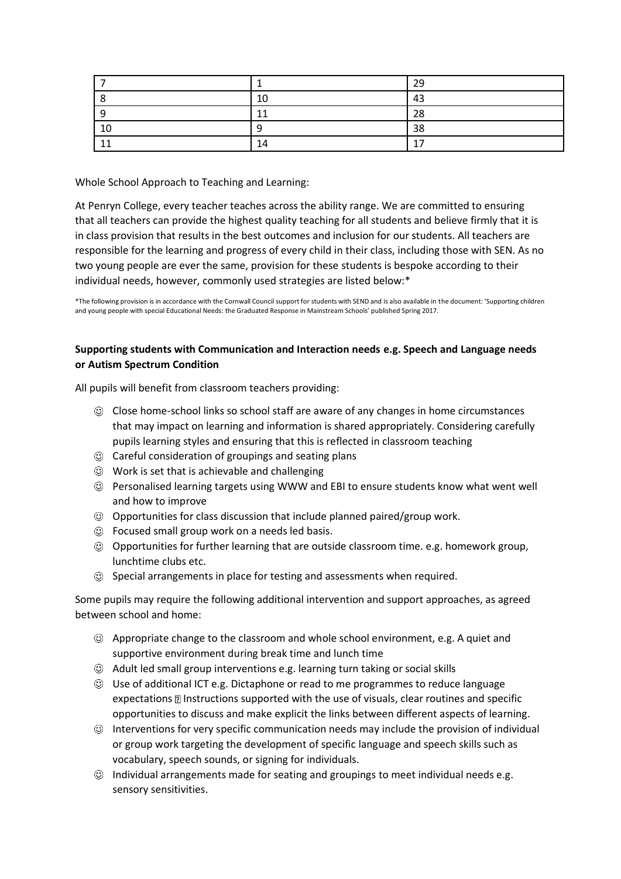| 7 | 1 | 29 |
|---|---|---|
| 8 | 10 | 43 |
| 9 | 11 | 28 |
| 10 | 9 | 38 |
| 11 | 14 | 17 |

Whole School Approach to Teaching and Learning:

At Penryn College, every teacher teaches across the ability range. We are committed to ensuring that all teachers can provide the highest quality teaching for all students and believe firmly that it is in class provision that results in the best outcomes and inclusion for our students. All teachers are responsible for the learning and progress of every child in their class, including those with SEN. As no two young people are ever the same, provision for these students is bespoke according to their individual needs, however, commonly used strategies are listed below:*

*The following provision is in accordance with the Cornwall Council support for students with SEND and is also available in the document: 'Supporting children and young people with special Educational Needs: the Graduated Response in Mainstream Schools' published Spring 2017.

**Supporting students with Communication and Interaction needs e.g. Speech and Language needs or Autism Spectrum Condition**

All pupils will benefit from classroom teachers providing:

- ☺ Close home-school links so school staff are aware of any changes in home circumstances that may impact on learning and information is shared appropriately. Considering carefully pupils learning styles and ensuring that this is reflected in classroom teaching
- ☺ Careful consideration of groupings and seating plans
- ☺ Work is set that is achievable and challenging
- ☺ Personalised learning targets using WWW and EBI to ensure students know what went well and how to improve
- ☺ Opportunities for class discussion that include planned paired/group work.
- ☺ Focused small group work on a needs led basis.
- ☺ Opportunities for further learning that are outside classroom time. e.g. homework group, lunchtime clubs etc.
- ☺ Special arrangements in place for testing and assessments when required.

Some pupils may require the following additional intervention and support approaches, as agreed between school and home:

- ☺ Appropriate change to the classroom and whole school environment, e.g. A quiet and supportive environment during break time and lunch time
- ☺ Adult led small group interventions e.g. learning turn taking or social skills
- ☺ Use of additional ICT e.g. Dictaphone or read to me programmes to reduce language expectations ▯ Instructions supported with the use of visuals, clear routines and specific opportunities to discuss and make explicit the links between different aspects of learning.
- ☺ Interventions for very specific communication needs may include the provision of individual or group work targeting the development of specific language and speech skills such as vocabulary, speech sounds, or signing for individuals.
- ☺ Individual arrangements made for seating and groupings to meet individual needs e.g. sensory sensitivities.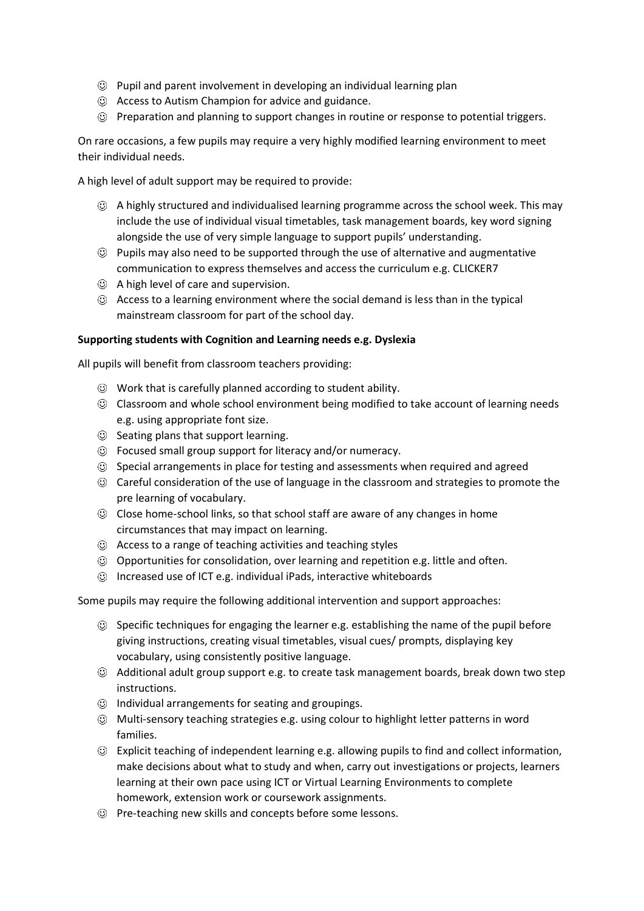- ☺ Pupil and parent involvement in developing an individual learning plan
- ☺ Access to Autism Champion for advice and guidance.
- ☺ Preparation and planning to support changes in routine or response to potential triggers.

On rare occasions, a few pupils may require a very highly modified learning environment to meet their individual needs.

A high level of adult support may be required to provide:

- ☺ A highly structured and individualised learning programme across the school week. This may include the use of individual visual timetables, task management boards, key word signing alongside the use of very simple language to support pupils' understanding.
- ☺ Pupils may also need to be supported through the use of alternative and augmentative communication to express themselves and access the curriculum e.g. CLICKER7
- ☺ A high level of care and supervision.
- ☺ Access to a learning environment where the social demand is less than in the typical mainstream classroom for part of the school day.

**Supporting students with Cognition and Learning needs e.g. Dyslexia**

All pupils will benefit from classroom teachers providing:

- ☺ Work that is carefully planned according to student ability.
- ☺ Classroom and whole school environment being modified to take account of learning needs e.g. using appropriate font size.
- ☺ Seating plans that support learning.
- ☺ Focused small group support for literacy and/or numeracy.
- ☺ Special arrangements in place for testing and assessments when required and agreed
- ☺ Careful consideration of the use of language in the classroom and strategies to promote the pre learning of vocabulary.
- ☺ Close home-school links, so that school staff are aware of any changes in home circumstances that may impact on learning.
- ☺ Access to a range of teaching activities and teaching styles
- ☺ Opportunities for consolidation, over learning and repetition e.g. little and often.
- ☺ Increased use of ICT e.g. individual iPads, interactive whiteboards

Some pupils may require the following additional intervention and support approaches:

- ☺ Specific techniques for engaging the learner e.g. establishing the name of the pupil before giving instructions, creating visual timetables, visual cues/ prompts, displaying key vocabulary, using consistently positive language.
- ☺ Additional adult group support e.g. to create task management boards, break down two step instructions.
- ☺ Individual arrangements for seating and groupings.
- ☺ Multi-sensory teaching strategies e.g. using colour to highlight letter patterns in word families.
- ☺ Explicit teaching of independent learning e.g. allowing pupils to find and collect information, make decisions about what to study and when, carry out investigations or projects, learners learning at their own pace using ICT or Virtual Learning Environments to complete homework, extension work or coursework assignments.
- ☺ Pre-teaching new skills and concepts before some lessons.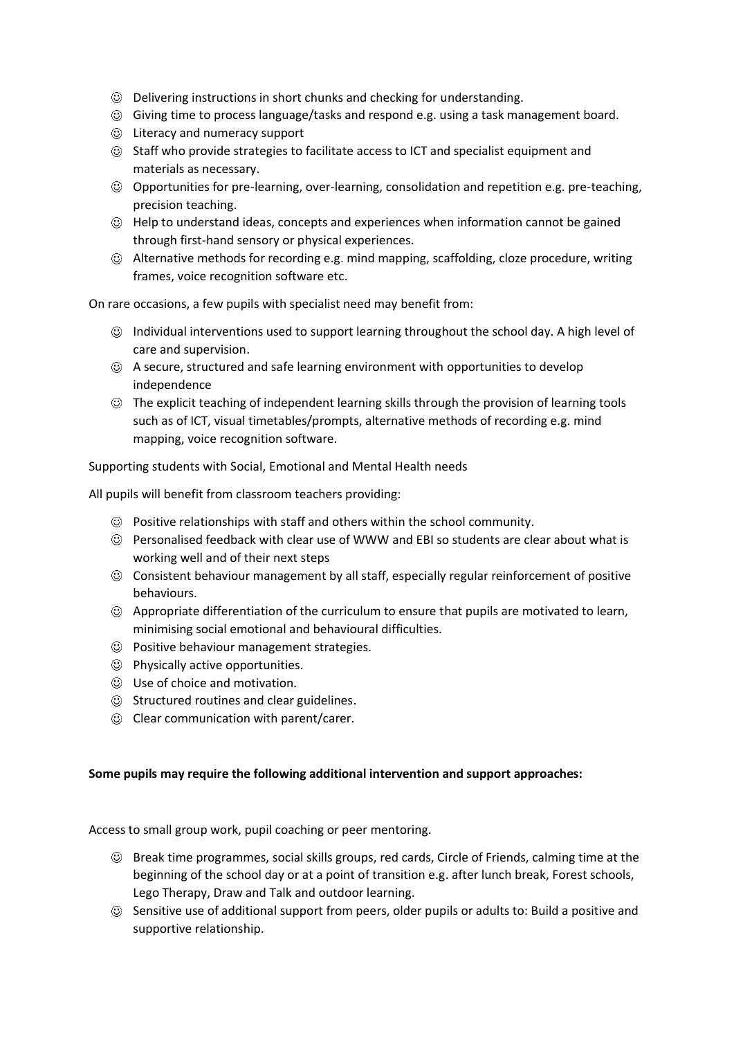- ☺ Delivering instructions in short chunks and checking for understanding.
- ☺ Giving time to process language/tasks and respond e.g. using a task management board.
- ☺ Literacy and numeracy support
- ☺ Staff who provide strategies to facilitate access to ICT and specialist equipment and materials as necessary.
- ☺ Opportunities for pre-learning, over-learning, consolidation and repetition e.g. pre-teaching, precision teaching.
- ☺ Help to understand ideas, concepts and experiences when information cannot be gained through first-hand sensory or physical experiences.
- ☺ Alternative methods for recording e.g. mind mapping, scaffolding, cloze procedure, writing frames, voice recognition software etc.

On rare occasions, a few pupils with specialist need may benefit from:

- ☺ Individual interventions used to support learning throughout the school day. A high level of care and supervision.
- ☺ A secure, structured and safe learning environment with opportunities to develop independence
- ☺ The explicit teaching of independent learning skills through the provision of learning tools such as of ICT, visual timetables/prompts, alternative methods of recording e.g. mind mapping, voice recognition software.

Supporting students with Social, Emotional and Mental Health needs

All pupils will benefit from classroom teachers providing:

- ☺ Positive relationships with staff and others within the school community.
- ☺ Personalised feedback with clear use of WWW and EBI so students are clear about what is working well and of their next steps
- ☺ Consistent behaviour management by all staff, especially regular reinforcement of positive behaviours.
- ☺ Appropriate differentiation of the curriculum to ensure that pupils are motivated to learn, minimising social emotional and behavioural difficulties.
- ☺ Positive behaviour management strategies.
- ☺ Physically active opportunities.
- ☺ Use of choice and motivation.
- ☺ Structured routines and clear guidelines.
- ☺ Clear communication with parent/carer.

**Some pupils may require the following additional intervention and support approaches:**

Access to small group work, pupil coaching or peer mentoring.

- ☺ Break time programmes, social skills groups, red cards, Circle of Friends, calming time at the beginning of the school day or at a point of transition e.g. after lunch break, Forest schools, Lego Therapy, Draw and Talk and outdoor learning.
- ☺ Sensitive use of additional support from peers, older pupils or adults to: Build a positive and supportive relationship.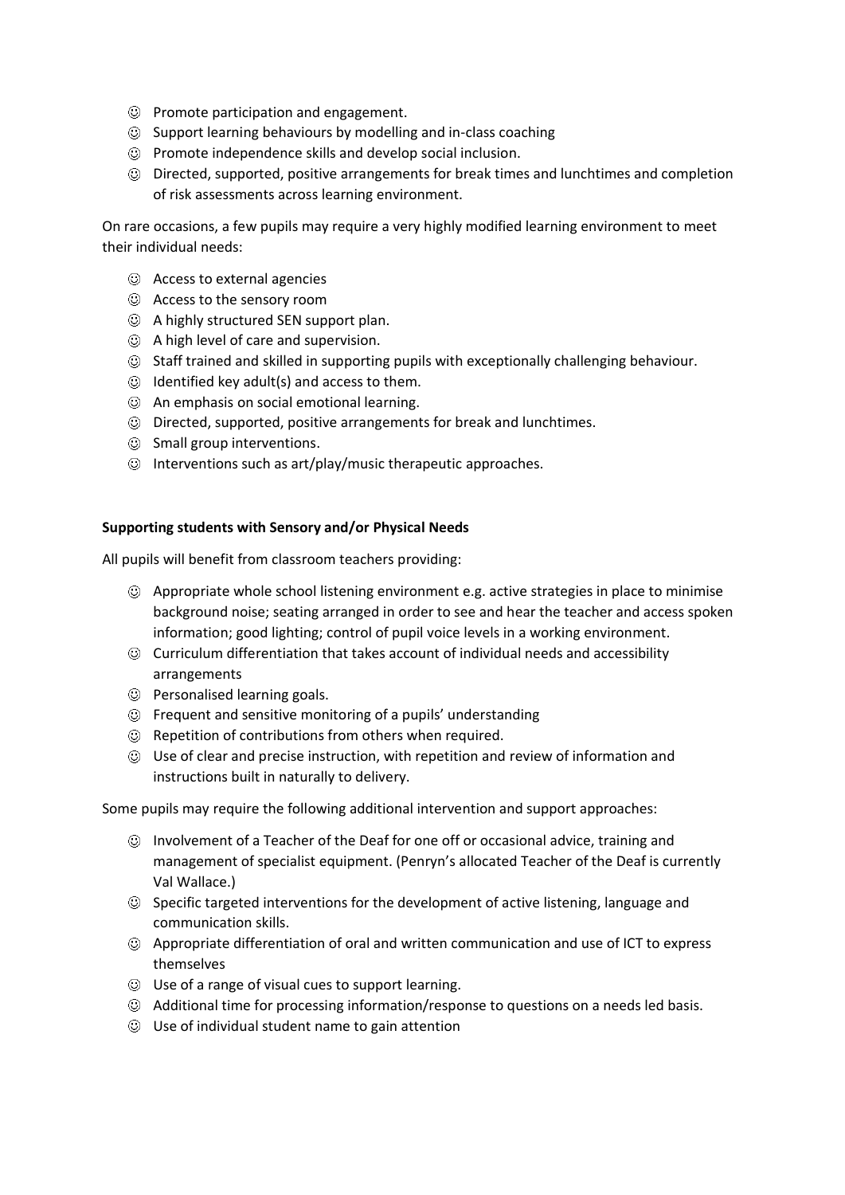- ☺ Promote participation and engagement.
- ☺ Support learning behaviours by modelling and in-class coaching
- ☺ Promote independence skills and develop social inclusion.
- ☺ Directed, supported, positive arrangements for break times and lunchtimes and completion of risk assessments across learning environment.

On rare occasions, a few pupils may require a very highly modified learning environment to meet their individual needs:

- ☺ Access to external agencies
- ☺ Access to the sensory room
- ☺ A highly structured SEN support plan.
- ☺ A high level of care and supervision.
- ☺ Staff trained and skilled in supporting pupils with exceptionally challenging behaviour.
- ☺ Identified key adult(s) and access to them.
- ☺ An emphasis on social emotional learning.
- ☺ Directed, supported, positive arrangements for break and lunchtimes.
- ☺ Small group interventions.
- ☺ Interventions such as art/play/music therapeutic approaches.

**Supporting students with Sensory and/or Physical Needs**

All pupils will benefit from classroom teachers providing:

- ☺ Appropriate whole school listening environment e.g. active strategies in place to minimise background noise; seating arranged in order to see and hear the teacher and access spoken information; good lighting; control of pupil voice levels in a working environment.
- ☺ Curriculum differentiation that takes account of individual needs and accessibility arrangements
- ☺ Personalised learning goals.
- ☺ Frequent and sensitive monitoring of a pupils' understanding
- ☺ Repetition of contributions from others when required.
- ☺ Use of clear and precise instruction, with repetition and review of information and instructions built in naturally to delivery.

Some pupils may require the following additional intervention and support approaches:

- ☺ Involvement of a Teacher of the Deaf for one off or occasional advice, training and management of specialist equipment. (Penryn's allocated Teacher of the Deaf is currently Val Wallace.)
- ☺ Specific targeted interventions for the development of active listening, language and communication skills.
- ☺ Appropriate differentiation of oral and written communication and use of ICT to express themselves
- ☺ Use of a range of visual cues to support learning.
- ☺ Additional time for processing information/response to questions on a needs led basis.
- ☺ Use of individual student name to gain attention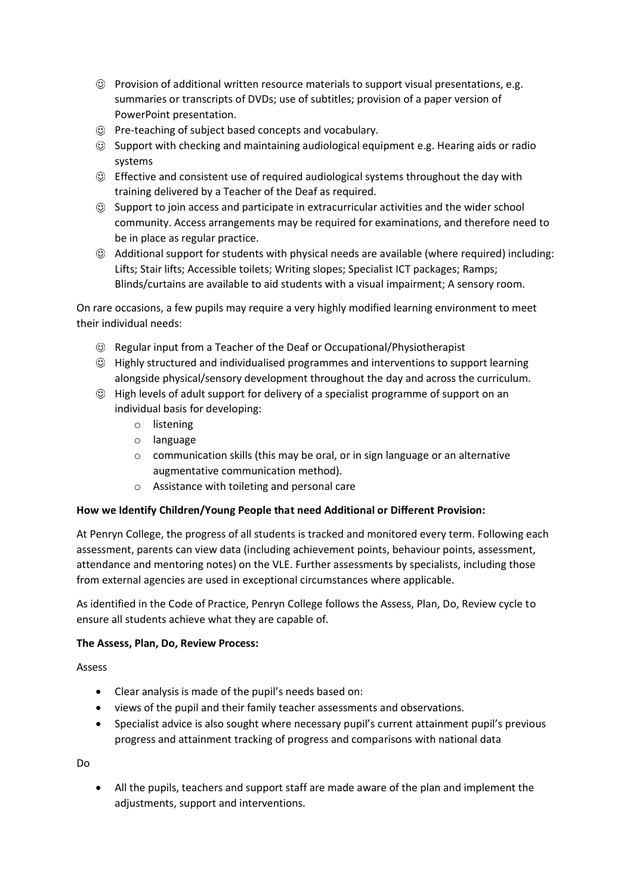- ☺ Provision of additional written resource materials to support visual presentations, e.g. summaries or transcripts of DVDs; use of subtitles; provision of a paper version of PowerPoint presentation.
- ☺ Pre-teaching of subject based concepts and vocabulary.
- ☺ Support with checking and maintaining audiological equipment e.g. Hearing aids or radio systems
- ☺ Effective and consistent use of required audiological systems throughout the day with training delivered by a Teacher of the Deaf as required.
- ☺ Support to join access and participate in extracurricular activities and the wider school community. Access arrangements may be required for examinations, and therefore need to be in place as regular practice.
- ☺ Additional support for students with physical needs are available (where required) including: Lifts; Stair lifts; Accessible toilets; Writing slopes; Specialist ICT packages; Ramps; Blinds/curtains are available to aid students with a visual impairment; A sensory room.

On rare occasions, a few pupils may require a very highly modified learning environment to meet their individual needs:

- ☺ Regular input from a Teacher of the Deaf or Occupational/Physiotherapist
- ☺ Highly structured and individualised programmes and interventions to support learning alongside physical/sensory development throughout the day and across the curriculum.
- ☺ High levels of adult support for delivery of a specialist programme of support on an individual basis for developing:
  - listening
  - language
  - communication skills (this may be oral, or in sign language or an alternative augmentative communication method).
  - Assistance with toileting and personal care

**How we Identify Children/Young People that need Additional or Different Provision:**

At Penryn College, the progress of all students is tracked and monitored every term. Following each assessment, parents can view data (including achievement points, behaviour points, assessment, attendance and mentoring notes) on the VLE. Further assessments by specialists, including those from external agencies are used in exceptional circumstances where applicable.

As identified in the Code of Practice, Penryn College follows the Assess, Plan, Do, Review cycle to ensure all students achieve what they are capable of.

**The Assess, Plan, Do, Review Process:**

Assess

- Clear analysis is made of the pupil's needs based on:
- views of the pupil and their family teacher assessments and observations.
- Specialist advice is also sought where necessary pupil's current attainment pupil's previous progress and attainment tracking of progress and comparisons with national data

Do

- All the pupils, teachers and support staff are made aware of the plan and implement the adjustments, support and interventions.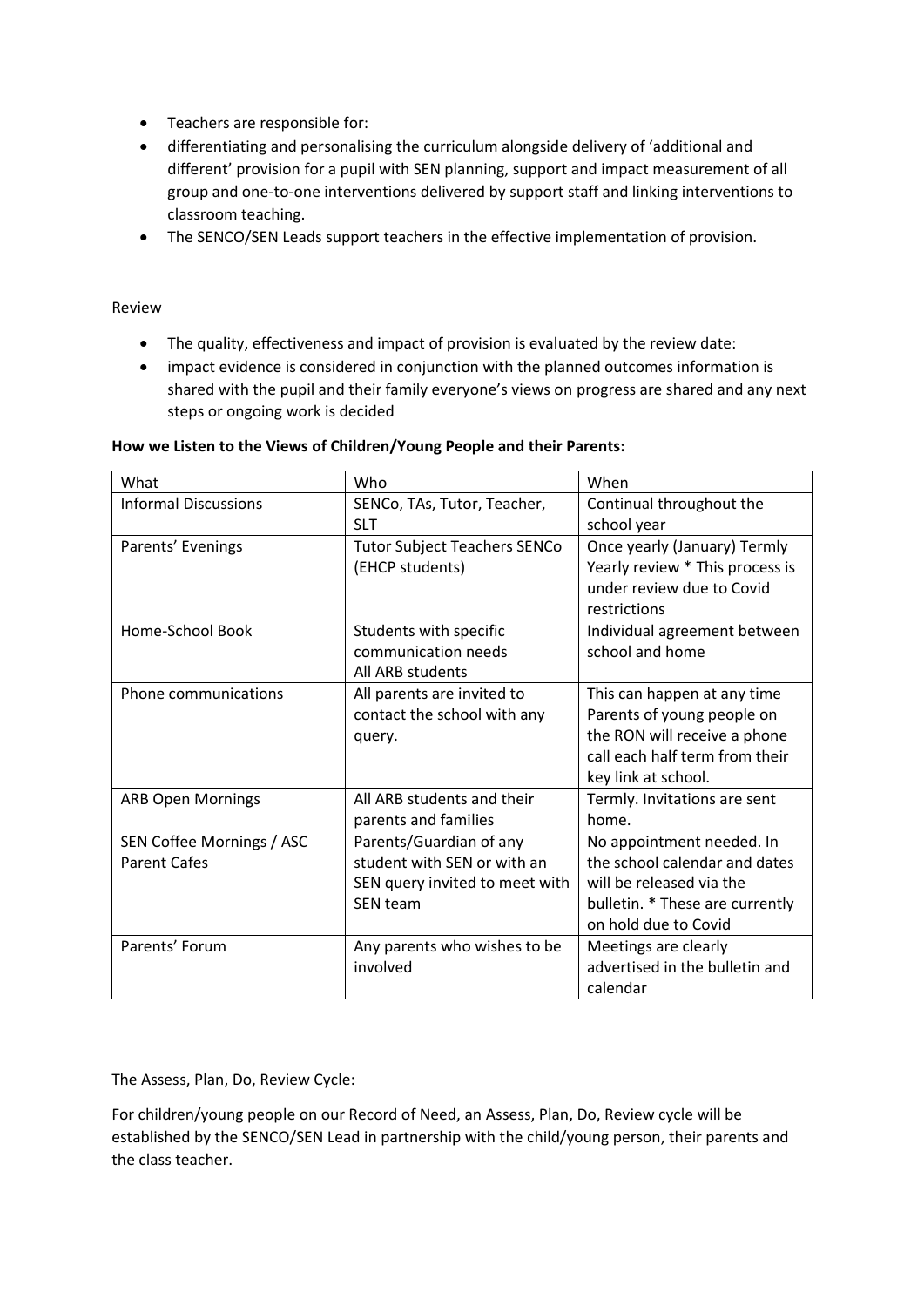- Teachers are responsible for:
- differentiating and personalising the curriculum alongside delivery of 'additional and different' provision for a pupil with SEN planning, support and impact measurement of all group and one-to-one interventions delivered by support staff and linking interventions to classroom teaching.
- The SENCO/SEN Leads support teachers in the effective implementation of provision.

Review

- The quality, effectiveness and impact of provision is evaluated by the review date:
- impact evidence is considered in conjunction with the planned outcomes information is shared with the pupil and their family everyone's views on progress are shared and any next steps or ongoing work is decided

**How we Listen to the Views of Children/Young People and their Parents:**

| What | Who | When |
|---|---|---|
| Informal Discussions | SENCo, TAs, Tutor, Teacher, SLT | Continual throughout the school year |
| Parents' Evenings | Tutor Subject Teachers SENCo (EHCP students) | Once yearly (January) Termly Yearly review * This process is under review due to Covid restrictions |
| Home-School Book | Students with specific communication needs All ARB students | Individual agreement between school and home |
| Phone communications | All parents are invited to contact the school with any query. | This can happen at any time Parents of young people on the RON will receive a phone call each half term from their key link at school. |
| ARB Open Mornings | All ARB students and their parents and families | Termly. Invitations are sent home. |
| SEN Coffee Mornings / ASC Parent Cafes | Parents/Guardian of any student with SEN or with an SEN query invited to meet with SEN team | No appointment needed. In the school calendar and dates will be released via the bulletin. * These are currently on hold due to Covid |
| Parents' Forum | Any parents who wishes to be involved | Meetings are clearly advertised in the bulletin and calendar |

The Assess, Plan, Do, Review Cycle:

For children/young people on our Record of Need, an Assess, Plan, Do, Review cycle will be established by the SENCO/SEN Lead in partnership with the child/young person, their parents and the class teacher.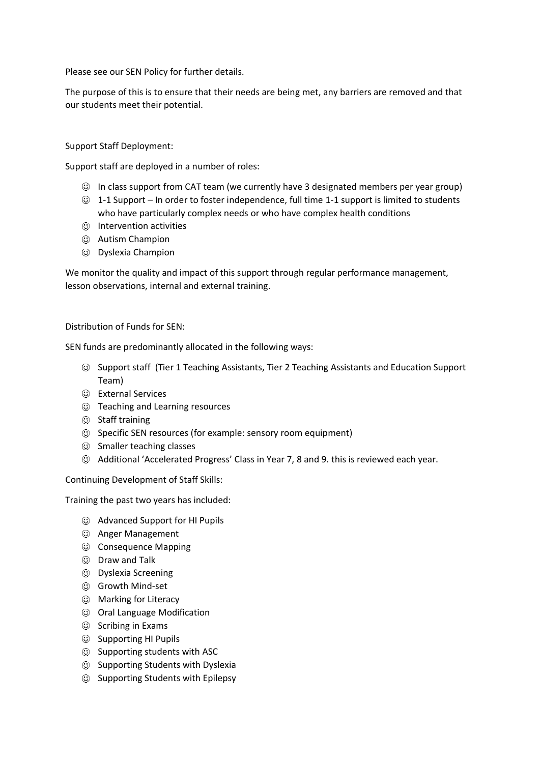Please see our SEN Policy for further details.

The purpose of this is to ensure that their needs are being met, any barriers are removed and that our students meet their potential.

Support Staff Deployment:

Support staff are deployed in a number of roles:

- ☺ In class support from CAT team (we currently have 3 designated members per year group)
- ☺ 1-1 Support – In order to foster independence, full time 1-1 support is limited to students who have particularly complex needs or who have complex health conditions
- ☺ Intervention activities
- ☺ Autism Champion
- ☺ Dyslexia Champion

We monitor the quality and impact of this support through regular performance management, lesson observations, internal and external training.

Distribution of Funds for SEN:

SEN funds are predominantly allocated in the following ways:

- ☺ Support staff (Tier 1 Teaching Assistants, Tier 2 Teaching Assistants and Education Support Team)
- ☺ External Services
- ☺ Teaching and Learning resources
- ☺ Staff training
- ☺ Specific SEN resources (for example: sensory room equipment)
- ☺ Smaller teaching classes
- ☺ Additional 'Accelerated Progress' Class in Year 7, 8 and 9. this is reviewed each year.

Continuing Development of Staff Skills:

Training the past two years has included:

- ☺ Advanced Support for HI Pupils
- ☺ Anger Management
- ☺ Consequence Mapping
- ☺ Draw and Talk
- ☺ Dyslexia Screening
- ☺ Growth Mind-set
- ☺ Marking for Literacy
- ☺ Oral Language Modification
- ☺ Scribing in Exams
- ☺ Supporting HI Pupils
- ☺ Supporting students with ASC
- ☺ Supporting Students with Dyslexia
- ☺ Supporting Students with Epilepsy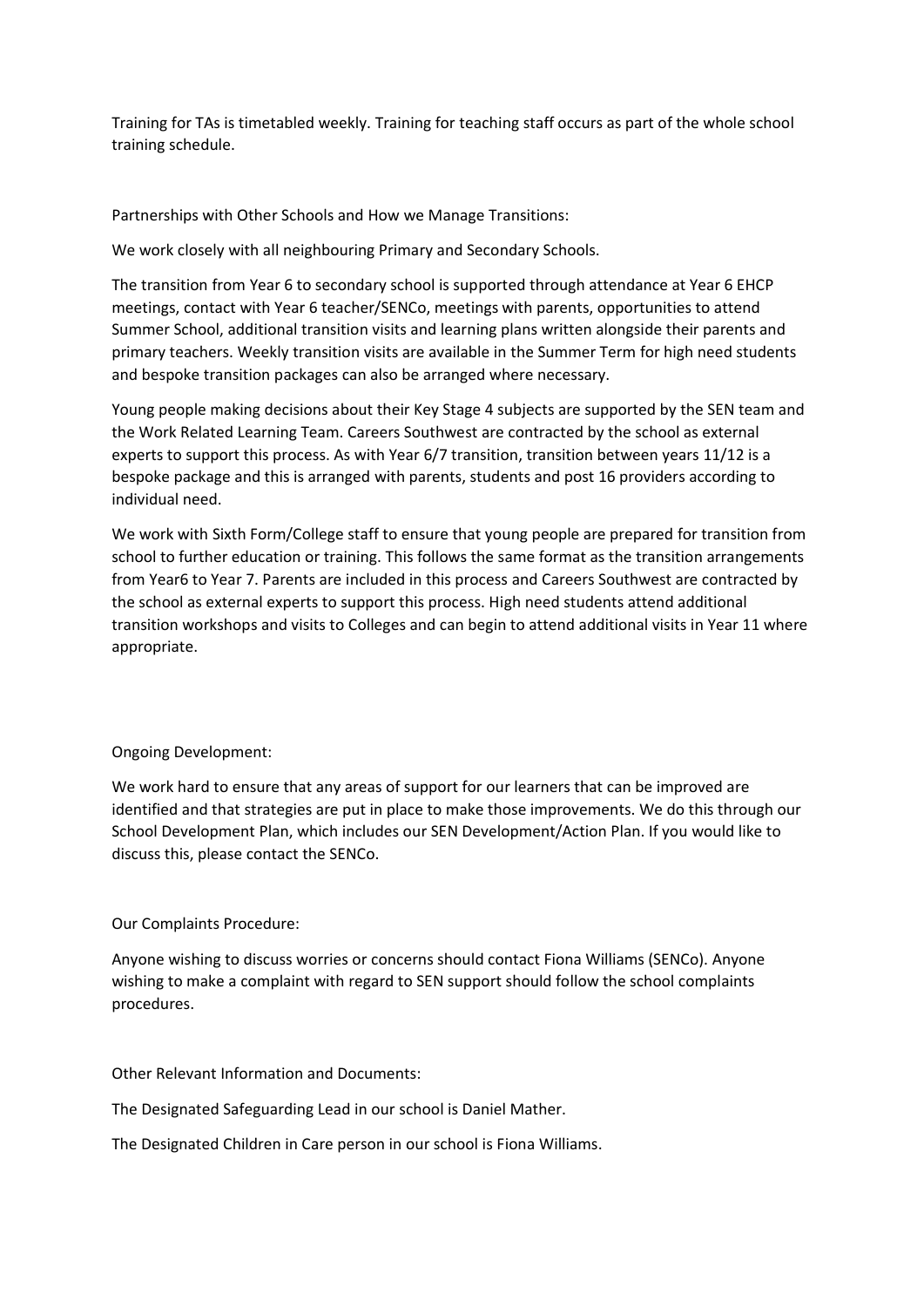Training for TAs is timetabled weekly. Training for teaching staff occurs as part of the whole school training schedule.

Partnerships with Other Schools and How we Manage Transitions:

We work closely with all neighbouring Primary and Secondary Schools.

The transition from Year 6 to secondary school is supported through attendance at Year 6 EHCP meetings, contact with Year 6 teacher/SENCo, meetings with parents, opportunities to attend Summer School, additional transition visits and learning plans written alongside their parents and primary teachers. Weekly transition visits are available in the Summer Term for high need students and bespoke transition packages can also be arranged where necessary.

Young people making decisions about their Key Stage 4 subjects are supported by the SEN team and the Work Related Learning Team. Careers Southwest are contracted by the school as external experts to support this process. As with Year 6/7 transition, transition between years 11/12 is a bespoke package and this is arranged with parents, students and post 16 providers according to individual need.

We work with Sixth Form/College staff to ensure that young people are prepared for transition from school to further education or training. This follows the same format as the transition arrangements from Year6 to Year 7. Parents are included in this process and Careers Southwest are contracted by the school as external experts to support this process. High need students attend additional transition workshops and visits to Colleges and can begin to attend additional visits in Year 11 where appropriate.

Ongoing Development:

We work hard to ensure that any areas of support for our learners that can be improved are identified and that strategies are put in place to make those improvements. We do this through our School Development Plan, which includes our SEN Development/Action Plan. If you would like to discuss this, please contact the SENCo.

Our Complaints Procedure:

Anyone wishing to discuss worries or concerns should contact Fiona Williams (SENCo). Anyone wishing to make a complaint with regard to SEN support should follow the school complaints procedures.

Other Relevant Information and Documents:

The Designated Safeguarding Lead in our school is Daniel Mather.

The Designated Children in Care person in our school is Fiona Williams.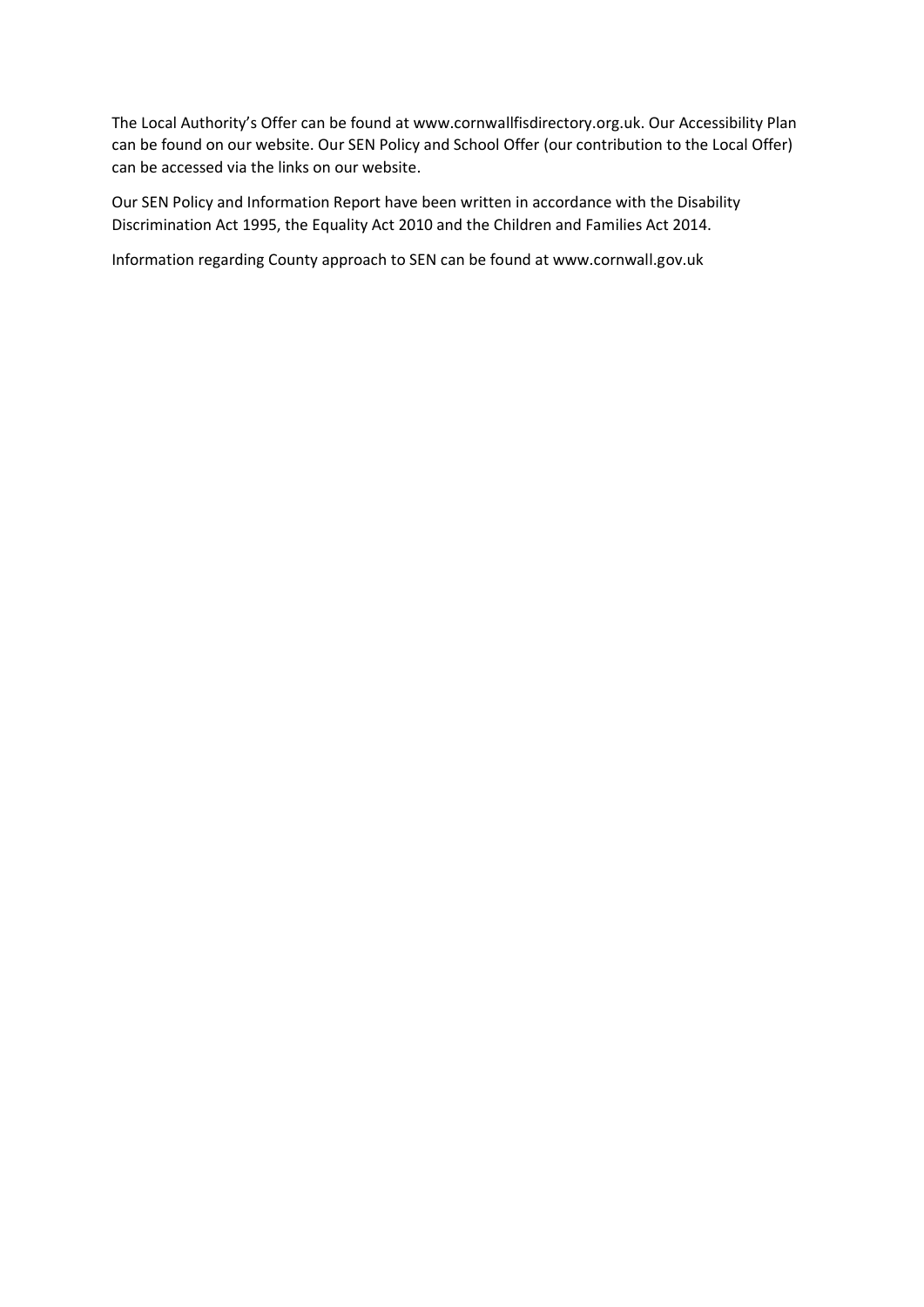The Local Authority's Offer can be found at www.cornwallfisdirectory.org.uk. Our Accessibility Plan can be found on our website. Our SEN Policy and School Offer (our contribution to the Local Offer) can be accessed via the links on our website.

Our SEN Policy and Information Report have been written in accordance with the Disability Discrimination Act 1995, the Equality Act 2010 and the Children and Families Act 2014.

Information regarding County approach to SEN can be found at www.cornwall.gov.uk